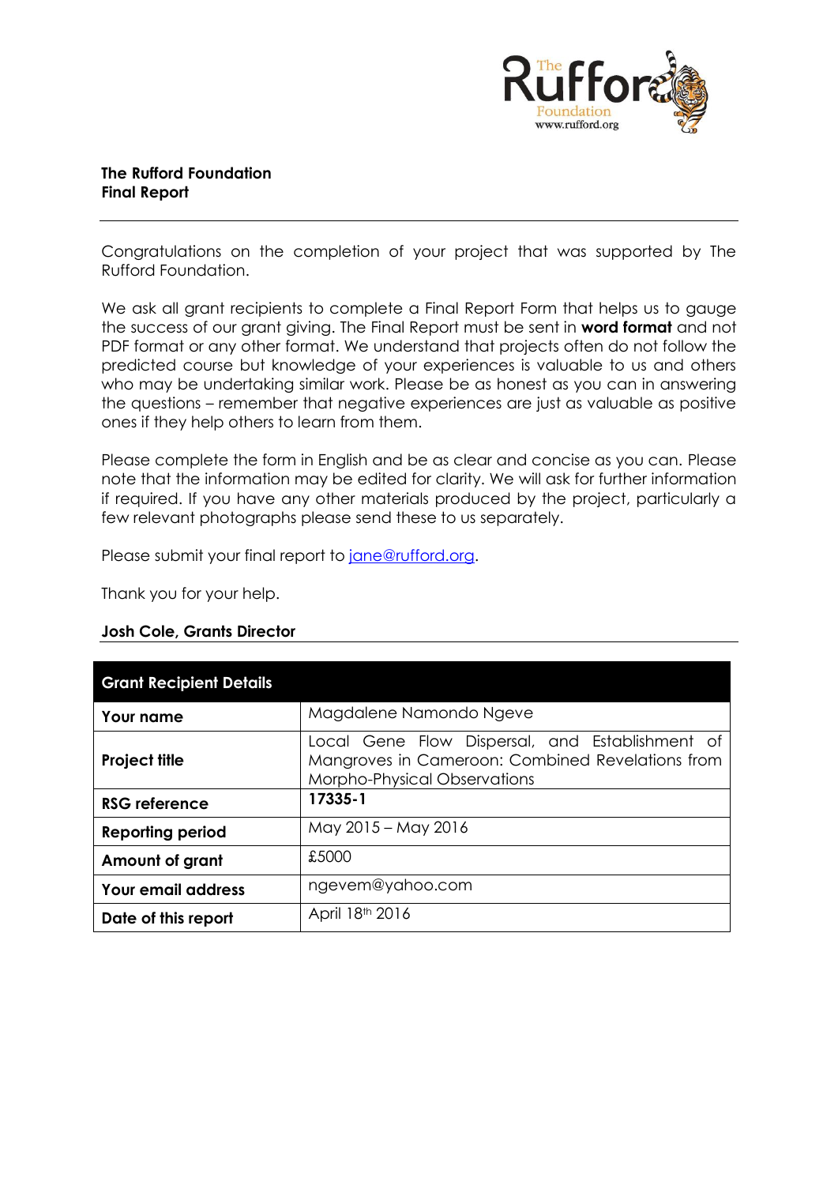**The Rufford Foundation**
**Final Report**

---

Congratulations on the completion of your project that was supported by The Rufford Foundation.

We ask all grant recipients to complete a Final Report Form that helps us to gauge the success of our grant giving. The Final Report must be sent in **word format** and not PDF format or any other format. We understand that projects often do not follow the predicted course but knowledge of your experiences is valuable to us and others who may be undertaking similar work. Please be as honest as you can in answering the questions – remember that negative experiences are just as valuable as positive ones if they help others to learn from them.

Please complete the form in English and be as clear and concise as you can. Please note that the information may be edited for clarity. We will ask for further information if required. If you have any other materials produced by the project, particularly a few relevant photographs please send these to us separately.

Please submit your final report to jane@rufford.org.

Thank you for your help.

**Josh Cole, Grants Director**

---

| **Grant Recipient Details** | |
|---|---|
| **Your name** | Magdalene Namondo Ngeve |
| **Project title** | Local Gene Flow Dispersal, and Establishment of Mangroves in Cameroon: Combined Revelations from Morpho-Physical Observations |
| **RSG reference** | **17335-1** |
| **Reporting period** | May 2015 – May 2016 |
| **Amount of grant** | £5000 |
| **Your email address** | ngevem@yahoo.com |
| **Date of this report** | April 18th 2016 |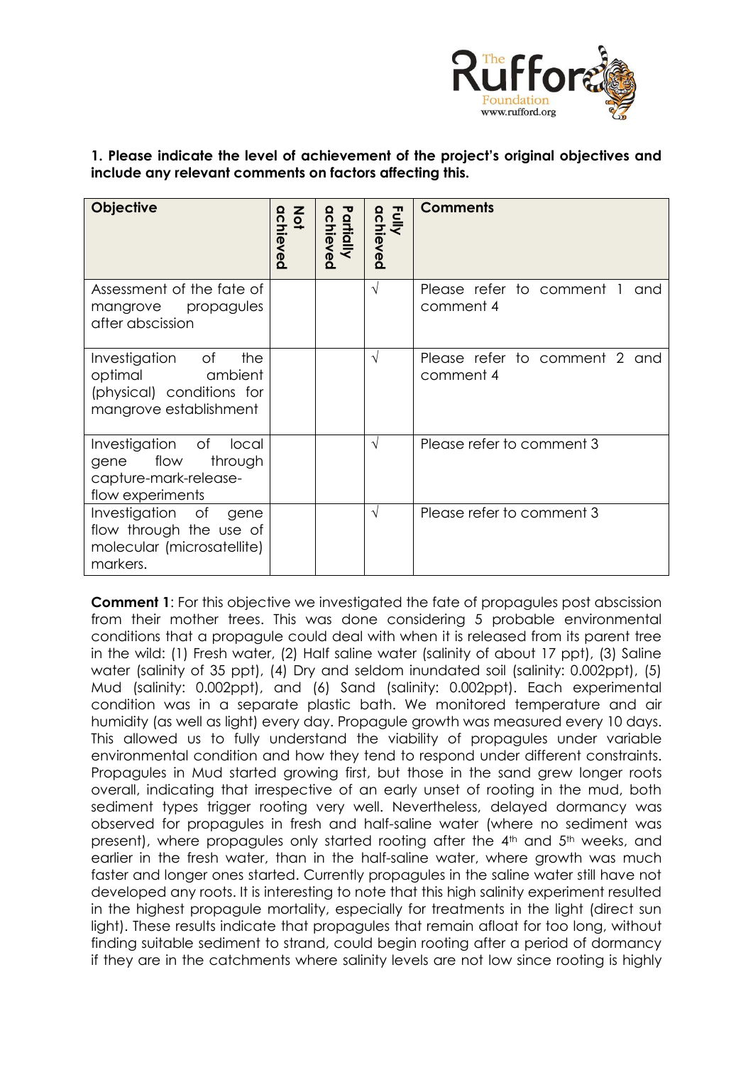**1. Please indicate the level of achievement of the project's original objectives and include any relevant comments on factors affecting this.**

| Objective | Not achieved | Partially achieved | Fully achieved | Comments |
|---|---|---|---|---|
| Assessment of the fate of mangrove propagules after abscission | | | √ | Please refer to comment 1 and comment 4 |
| Investigation of the optimal ambient (physical) conditions for mangrove establishment | | | √ | Please refer to comment 2 and comment 4 |
| Investigation of local gene flow through capture-mark-release-flow experiments | | | √ | Please refer to comment 3 |
| Investigation of gene flow through the use of molecular (microsatellite) markers. | | | √ | Please refer to comment 3 |

**Comment 1**: For this objective we investigated the fate of propagules post abscission from their mother trees. This was done considering 5 probable environmental conditions that a propagule could deal with when it is released from its parent tree in the wild: (1) Fresh water, (2) Half saline water (salinity of about 17 ppt), (3) Saline water (salinity of 35 ppt), (4) Dry and seldom inundated soil (salinity: 0.002ppt), (5) Mud (salinity: 0.002ppt), and (6) Sand (salinity: 0.002ppt). Each experimental condition was in a separate plastic bath. We monitored temperature and air humidity (as well as light) every day. Propagule growth was measured every 10 days. This allowed us to fully understand the viability of propagules under variable environmental condition and how they tend to respond under different constraints. Propagules in Mud started growing first, but those in the sand grew longer roots overall, indicating that irrespective of an early unset of rooting in the mud, both sediment types trigger rooting very well. Nevertheless, delayed dormancy was observed for propagules in fresh and half-saline water (where no sediment was present), where propagules only started rooting after the 4th and 5th weeks, and earlier in the fresh water, than in the half-saline water, where growth was much faster and longer ones started. Currently propagules in the saline water still have not developed any roots. It is interesting to note that this high salinity experiment resulted in the highest propagule mortality, especially for treatments in the light (direct sun light). These results indicate that propagules that remain afloat for too long, without finding suitable sediment to strand, could begin rooting after a period of dormancy if they are in the catchments where salinity levels are not low since rooting is highly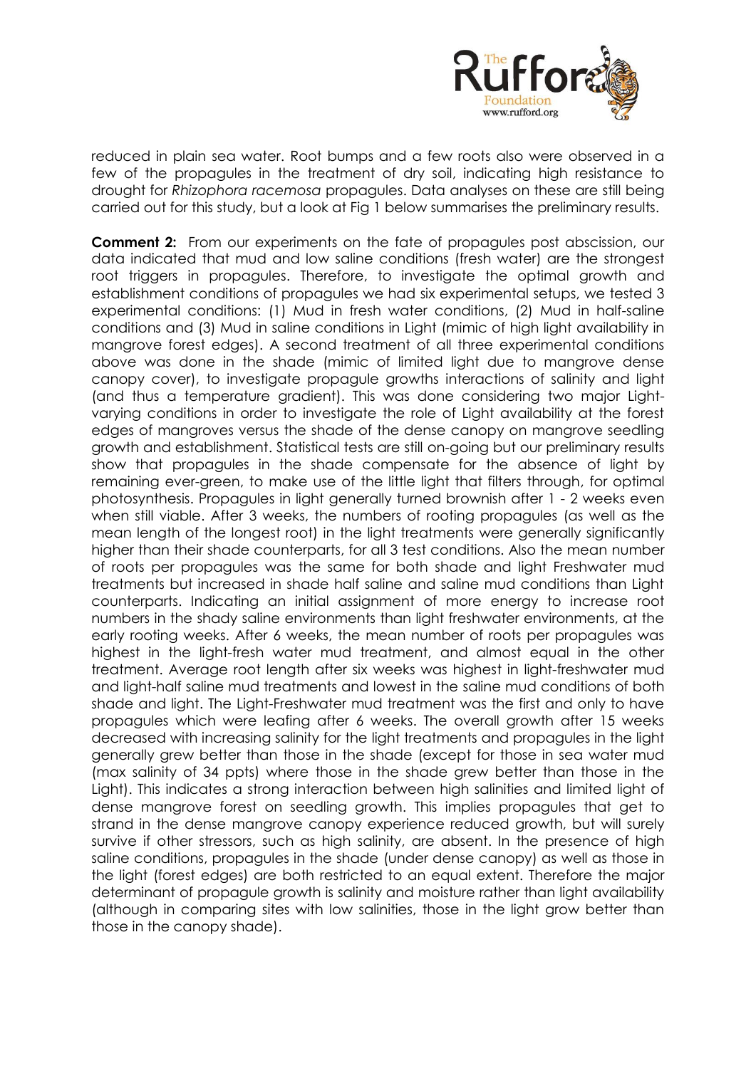reduced in plain sea water. Root bumps and a few roots also were observed in a few of the propagules in the treatment of dry soil, indicating high resistance to drought for *Rhizophora racemosa* propagules. Data analyses on these are still being carried out for this study, but a look at Fig 1 below summarises the preliminary results.

**Comment 2:** From our experiments on the fate of propagules post abscission, our data indicated that mud and low saline conditions (fresh water) are the strongest root triggers in propagules. Therefore, to investigate the optimal growth and establishment conditions of propagules we had six experimental setups, we tested 3 experimental conditions: (1) Mud in fresh water conditions, (2) Mud in half-saline conditions and (3) Mud in saline conditions in Light (mimic of high light availability in mangrove forest edges). A second treatment of all three experimental conditions above was done in the shade (mimic of limited light due to mangrove dense canopy cover), to investigate propagule growths interactions of salinity and light (and thus a temperature gradient). This was done considering two major Light-varying conditions in order to investigate the role of Light availability at the forest edges of mangroves versus the shade of the dense canopy on mangrove seedling growth and establishment. Statistical tests are still on-going but our preliminary results show that propagules in the shade compensate for the absence of light by remaining ever-green, to make use of the little light that filters through, for optimal photosynthesis. Propagules in light generally turned brownish after 1 - 2 weeks even when still viable. After 3 weeks, the numbers of rooting propagules (as well as the mean length of the longest root) in the light treatments were generally significantly higher than their shade counterparts, for all 3 test conditions. Also the mean number of roots per propagules was the same for both shade and light Freshwater mud treatments but increased in shade half saline and saline mud conditions than Light counterparts. Indicating an initial assignment of more energy to increase root numbers in the shady saline environments than light freshwater environments, at the early rooting weeks. After 6 weeks, the mean number of roots per propagules was highest in the light-fresh water mud treatment, and almost equal in the other treatment. Average root length after six weeks was highest in light-freshwater mud and light-half saline mud treatments and lowest in the saline mud conditions of both shade and light. The Light-Freshwater mud treatment was the first and only to have propagules which were leafing after 6 weeks. The overall growth after 15 weeks decreased with increasing salinity for the light treatments and propagules in the light generally grew better than those in the shade (except for those in sea water mud (max salinity of 34 ppts) where those in the shade grew better than those in the Light). This indicates a strong interaction between high salinities and limited light of dense mangrove forest on seedling growth. This implies propagules that get to strand in the dense mangrove canopy experience reduced growth, but will surely survive if other stressors, such as high salinity, are absent. In the presence of high saline conditions, propagules in the shade (under dense canopy) as well as those in the light (forest edges) are both restricted to an equal extent. Therefore the major determinant of propagule growth is salinity and moisture rather than light availability (although in comparing sites with low salinities, those in the light grow better than those in the canopy shade).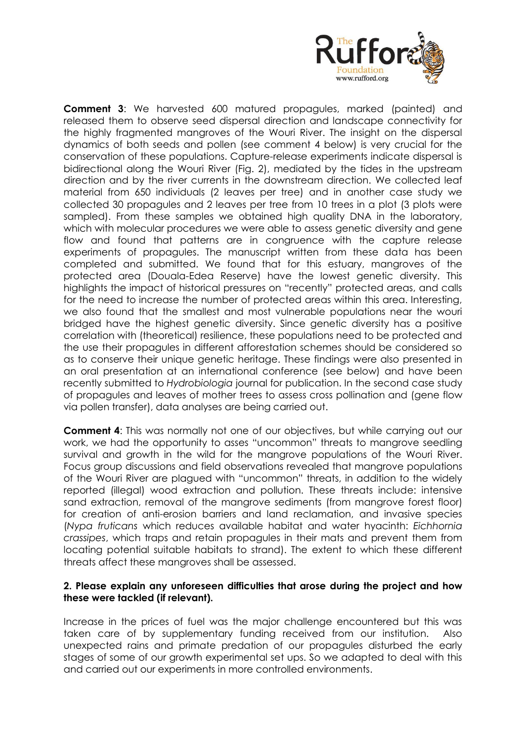**Comment 3**: We harvested 600 matured propagules, marked (painted) and released them to observe seed dispersal direction and landscape connectivity for the highly fragmented mangroves of the Wouri River. The insight on the dispersal dynamics of both seeds and pollen (see comment 4 below) is very crucial for the conservation of these populations. Capture-release experiments indicate dispersal is bidirectional along the Wouri River (Fig. 2), mediated by the tides in the upstream direction and by the river currents in the downstream direction. We collected leaf material from 650 individuals (2 leaves per tree) and in another case study we collected 30 propagules and 2 leaves per tree from 10 trees in a plot (3 plots were sampled). From these samples we obtained high quality DNA in the laboratory, which with molecular procedures we were able to assess genetic diversity and gene flow and found that patterns are in congruence with the capture release experiments of propagules. The manuscript written from these data has been completed and submitted. We found that for this estuary, mangroves of the protected area (Douala-Edea Reserve) have the lowest genetic diversity. This highlights the impact of historical pressures on "recently" protected areas, and calls for the need to increase the number of protected areas within this area. Interesting, we also found that the smallest and most vulnerable populations near the wouri bridged have the highest genetic diversity. Since genetic diversity has a positive correlation with (theoretical) resilience, these populations need to be protected and the use their propagules in different afforestation schemes should be considered so as to conserve their unique genetic heritage. These findings were also presented in an oral presentation at an international conference (see below) and have been recently submitted to *Hydrobiologia* journal for publication. In the second case study of propagules and leaves of mother trees to assess cross pollination and (gene flow via pollen transfer), data analyses are being carried out.

**Comment 4**: This was normally not one of our objectives, but while carrying out our work, we had the opportunity to asses "uncommon" threats to mangrove seedling survival and growth in the wild for the mangrove populations of the Wouri River. Focus group discussions and field observations revealed that mangrove populations of the Wouri River are plagued with "uncommon" threats, in addition to the widely reported (illegal) wood extraction and pollution. These threats include: intensive sand extraction, removal of the mangrove sediments (from mangrove forest floor) for creation of anti-erosion barriers and land reclamation, and invasive species (*Nypa fruticans* which reduces available habitat and water hyacinth: *Eichhornia crassipes*, which traps and retain propagules in their mats and prevent them from locating potential suitable habitats to strand). The extent to which these different threats affect these mangroves shall be assessed.

**2. Please explain any unforeseen difficulties that arose during the project and how these were tackled (if relevant).**

Increase in the prices of fuel was the major challenge encountered but this was taken care of by supplementary funding received from our institution. Also unexpected rains and primate predation of our propagules disturbed the early stages of some of our growth experimental set ups. So we adapted to deal with this and carried out our experiments in more controlled environments.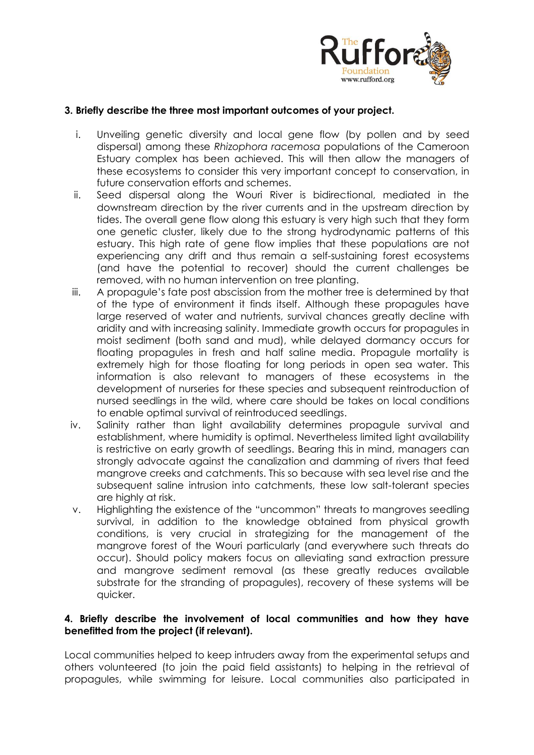**3. Briefly describe the three most important outcomes of your project.**

i. Unveiling genetic diversity and local gene flow (by pollen and by seed dispersal) among these *Rhizophora racemosa* populations of the Cameroon Estuary complex has been achieved. This will then allow the managers of these ecosystems to consider this very important concept to conservation, in future conservation efforts and schemes.

ii. Seed dispersal along the Wouri River is bidirectional, mediated in the downstream direction by the river currents and in the upstream direction by tides. The overall gene flow along this estuary is very high such that they form one genetic cluster, likely due to the strong hydrodynamic patterns of this estuary. This high rate of gene flow implies that these populations are not experiencing any drift and thus remain a self-sustaining forest ecosystems (and have the potential to recover) should the current challenges be removed, with no human intervention on tree planting.

iii. A propagule's fate post abscission from the mother tree is determined by that of the type of environment it finds itself. Although these propagules have large reserved of water and nutrients, survival chances greatly decline with aridity and with increasing salinity. Immediate growth occurs for propagules in moist sediment (both sand and mud), while delayed dormancy occurs for floating propagules in fresh and half saline media. Propagule mortality is extremely high for those floating for long periods in open sea water. This information is also relevant to managers of these ecosystems in the development of nurseries for these species and subsequent reintroduction of nursed seedlings in the wild, where care should be takes on local conditions to enable optimal survival of reintroduced seedlings.

iv. Salinity rather than light availability determines propagule survival and establishment, where humidity is optimal. Nevertheless limited light availability is restrictive on early growth of seedlings. Bearing this in mind, managers can strongly advocate against the canalization and damming of rivers that feed mangrove creeks and catchments. This so because with sea level rise and the subsequent saline intrusion into catchments, these low salt-tolerant species are highly at risk.

v. Highlighting the existence of the "uncommon" threats to mangroves seedling survival, in addition to the knowledge obtained from physical growth conditions, is very crucial in strategizing for the management of the mangrove forest of the Wouri particularly (and everywhere such threats do occur). Should policy makers focus on alleviating sand extraction pressure and mangrove sediment removal (as these greatly reduces available substrate for the stranding of propagules), recovery of these systems will be quicker.

**4. Briefly describe the involvement of local communities and how they have benefitted from the project (if relevant).**

Local communities helped to keep intruders away from the experimental setups and others volunteered (to join the paid field assistants) to helping in the retrieval of propagules, while swimming for leisure. Local communities also participated in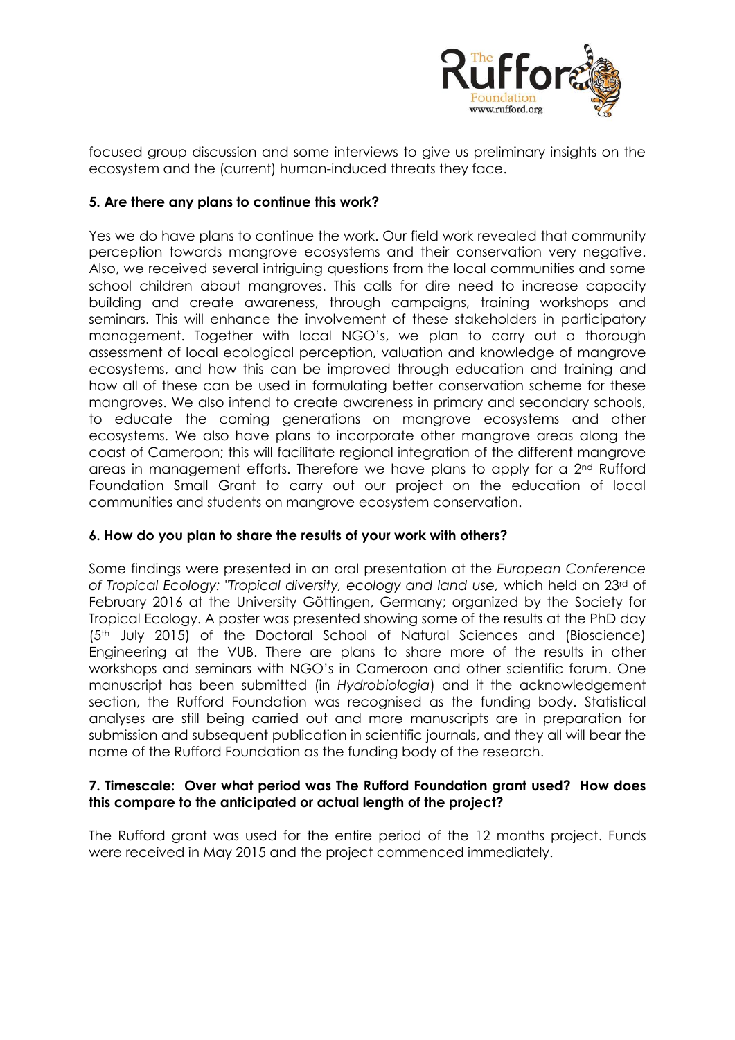focused group discussion and some interviews to give us preliminary insights on the ecosystem and the (current) human-induced threats they face.

**5. Are there any plans to continue this work?**

Yes we do have plans to continue the work. Our field work revealed that community perception towards mangrove ecosystems and their conservation very negative. Also, we received several intriguing questions from the local communities and some school children about mangroves. This calls for dire need to increase capacity building and create awareness, through campaigns, training workshops and seminars. This will enhance the involvement of these stakeholders in participatory management. Together with local NGO's, we plan to carry out a thorough assessment of local ecological perception, valuation and knowledge of mangrove ecosystems, and how this can be improved through education and training and how all of these can be used in formulating better conservation scheme for these mangroves. We also intend to create awareness in primary and secondary schools, to educate the coming generations on mangrove ecosystems and other ecosystems. We also have plans to incorporate other mangrove areas along the coast of Cameroon; this will facilitate regional integration of the different mangrove areas in management efforts. Therefore we have plans to apply for a 2nd Rufford Foundation Small Grant to carry out our project on the education of local communities and students on mangrove ecosystem conservation.

**6. How do you plan to share the results of your work with others?**

Some findings were presented in an oral presentation at the *European Conference of Tropical Ecology: "Tropical diversity, ecology and land use,* which held on 23rd of February 2016 at the University Göttingen, Germany; organized by the Society for Tropical Ecology. A poster was presented showing some of the results at the PhD day (5th July 2015) of the Doctoral School of Natural Sciences and (Bioscience) Engineering at the VUB. There are plans to share more of the results in other workshops and seminars with NGO's in Cameroon and other scientific forum. One manuscript has been submitted (in *Hydrobiologia*) and it the acknowledgement section, the Rufford Foundation was recognised as the funding body. Statistical analyses are still being carried out and more manuscripts are in preparation for submission and subsequent publication in scientific journals, and they all will bear the name of the Rufford Foundation as the funding body of the research.

**7. Timescale: Over what period was The Rufford Foundation grant used? How does this compare to the anticipated or actual length of the project?**

The Rufford grant was used for the entire period of the 12 months project. Funds were received in May 2015 and the project commenced immediately.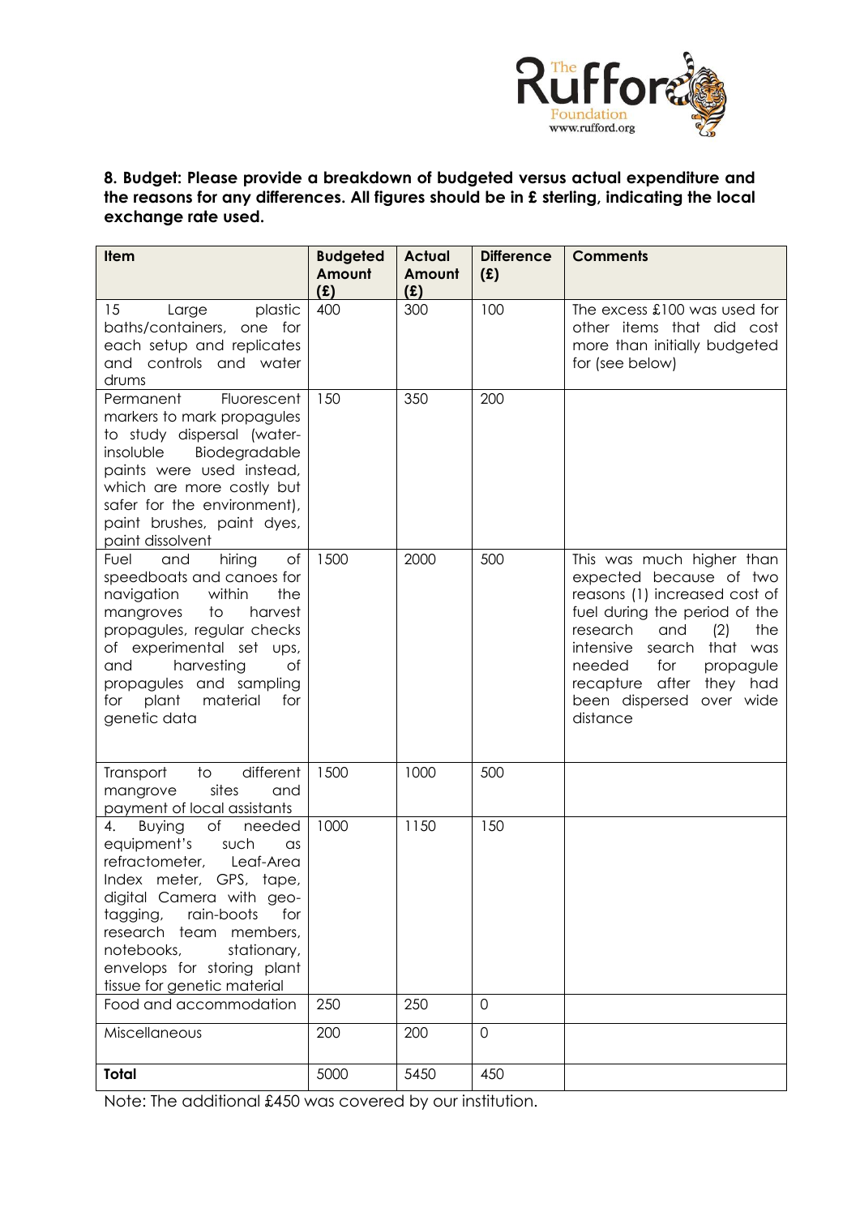**8. Budget: Please provide a breakdown of budgeted versus actual expenditure and the reasons for any differences. All figures should be in £ sterling, indicating the local exchange rate used.**

| Item | Budgeted Amount (£) | Actual Amount (£) | Difference (£) | Comments |
|---|---|---|---|---|
| 15 Large plastic baths/containers, one for each setup and replicates and controls and water drums | 400 | 300 | 100 | The excess £100 was used for other items that did cost more than initially budgeted for (see below) |
| Permanent Fluorescent markers to mark propagules to study dispersal (water-insoluble Biodegradable paints were used instead, which are more costly but safer for the environment), paint brushes, paint dyes, paint dissolvent | 150 | 350 | 200 | |
| Fuel and hiring of speedboats and canoes for navigation within the mangroves to harvest propagules, regular checks of experimental set ups, and harvesting of propagules and sampling for plant material for genetic data | 1500 | 2000 | 500 | This was much higher than expected because of two reasons (1) increased cost of fuel during the period of the research and (2) the intensive search that was needed for propagule recapture after they had been dispersed over wide distance |
| Transport to different mangrove sites and payment of local assistants | 1500 | 1000 | 500 | |
| 4. Buying of needed equipment's such as refractometer, Leaf-Area Index meter, GPS, tape, digital Camera with geo-tagging, rain-boots for research team members, notebooks, stationary, envelops for storing plant tissue for genetic material | 1000 | 1150 | 150 | |
| Food and accommodation | 250 | 250 | 0 | |
| Miscellaneous | 200 | 200 | 0 | |
| **Total** | 5000 | 5450 | 450 | |

Note: The additional £450 was covered by our institution.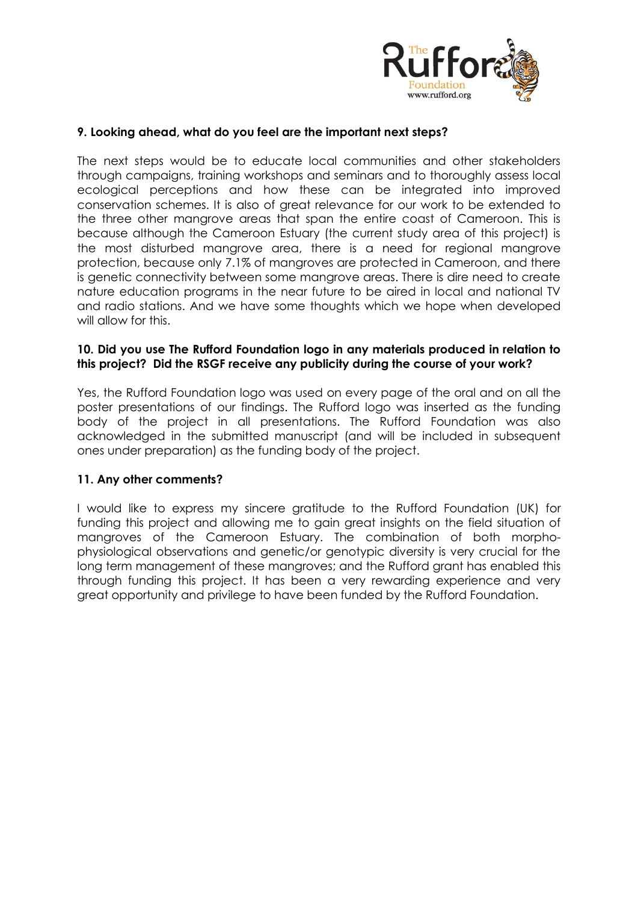**9. Looking ahead, what do you feel are the important next steps?**

The next steps would be to educate local communities and other stakeholders through campaigns, training workshops and seminars and to thoroughly assess local ecological perceptions and how these can be integrated into improved conservation schemes. It is also of great relevance for our work to be extended to the three other mangrove areas that span the entire coast of Cameroon. This is because although the Cameroon Estuary (the current study area of this project) is the most disturbed mangrove area, there is a need for regional mangrove protection, because only 7.1% of mangroves are protected in Cameroon, and there is genetic connectivity between some mangrove areas. There is dire need to create nature education programs in the near future to be aired in local and national TV and radio stations. And we have some thoughts which we hope when developed will allow for this.

**10. Did you use The Rufford Foundation logo in any materials produced in relation to this project? Did the RSGF receive any publicity during the course of your work?**

Yes, the Rufford Foundation logo was used on every page of the oral and on all the poster presentations of our findings. The Rufford logo was inserted as the funding body of the project in all presentations. The Rufford Foundation was also acknowledged in the submitted manuscript (and will be included in subsequent ones under preparation) as the funding body of the project.

**11. Any other comments?**

I would like to express my sincere gratitude to the Rufford Foundation (UK) for funding this project and allowing me to gain great insights on the field situation of mangroves of the Cameroon Estuary. The combination of both morpho-physiological observations and genetic/or genotypic diversity is very crucial for the long term management of these mangroves; and the Rufford grant has enabled this through funding this project. It has been a very rewarding experience and very great opportunity and privilege to have been funded by the Rufford Foundation.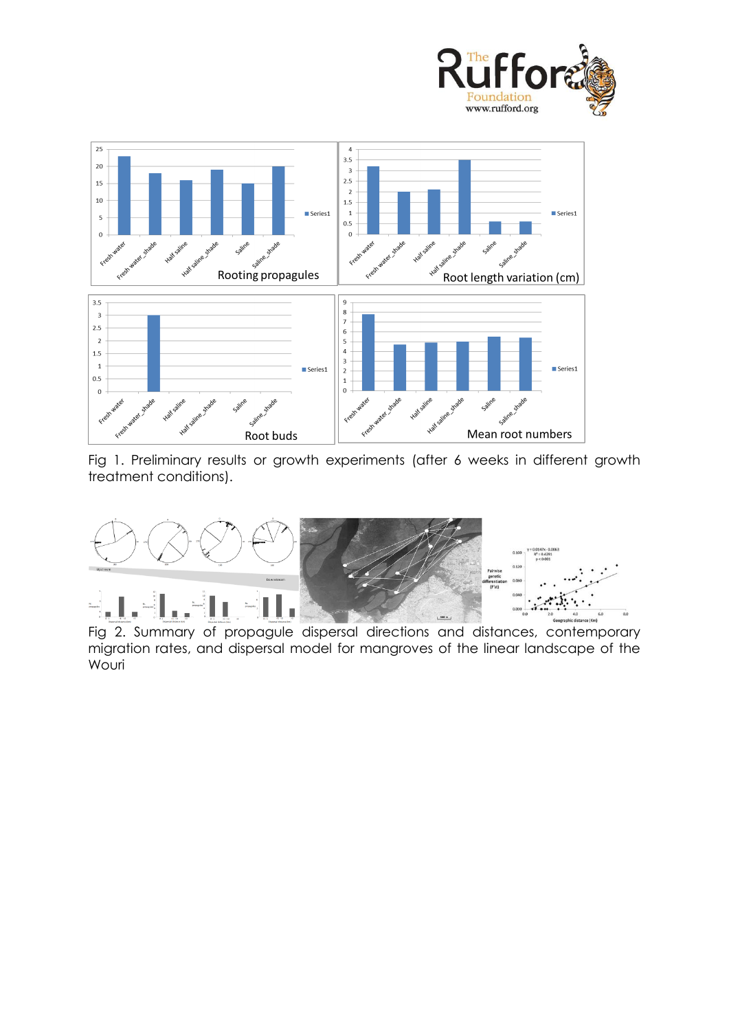Fig 1. Preliminary results or growth experiments (after 6 weeks in different growth treatment conditions).

Fig 2. Summary of propagule dispersal directions and distances, contemporary migration rates, and dispersal model for mangroves of the linear landscape of the Wouri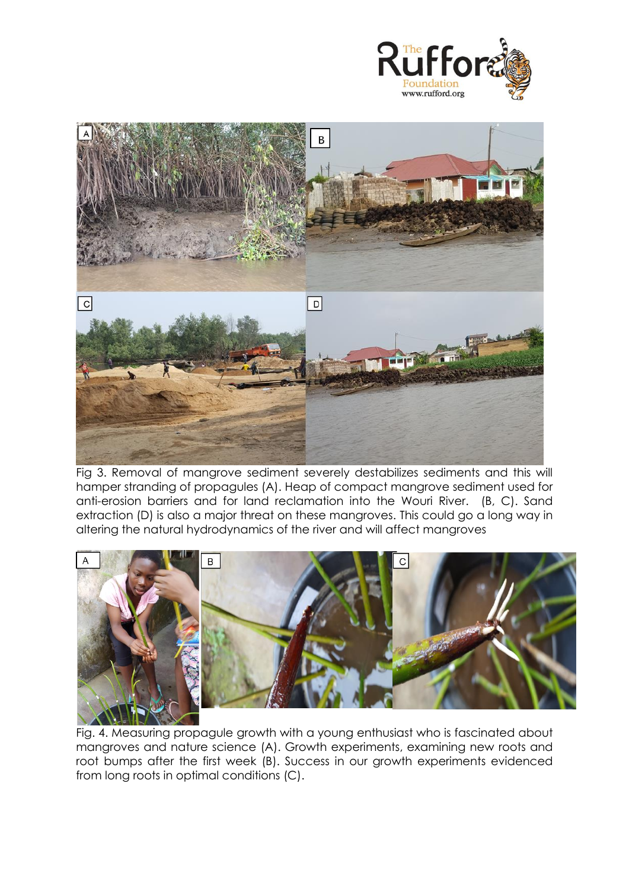Fig 3. Removal of mangrove sediment severely destabilizes sediments and this will hamper stranding of propagules (A). Heap of compact mangrove sediment used for anti-erosion barriers and for land reclamation into the Wouri River. (B, C). Sand extraction (D) is also a major threat on these mangroves. This could go a long way in altering the natural hydrodynamics of the river and will affect mangroves

Fig. 4. Measuring propagule growth with a young enthusiast who is fascinated about mangroves and nature science (A). Growth experiments, examining new roots and root bumps after the first week (B). Success in our growth experiments evidenced from long roots in optimal conditions (C).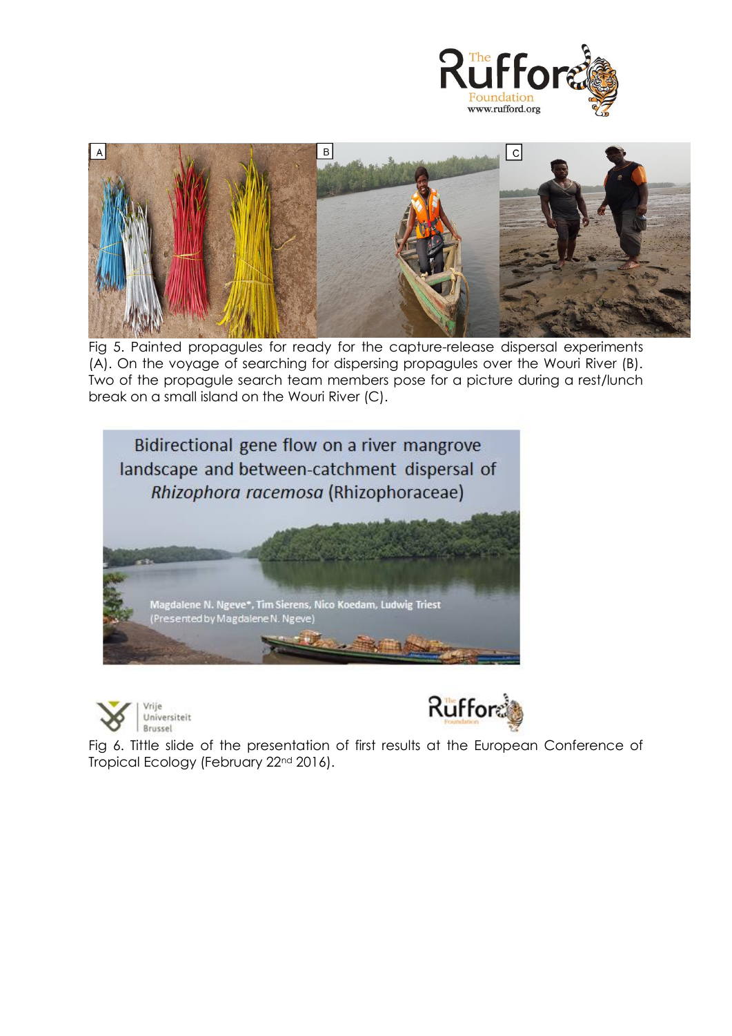Fig 5. Painted propagules for ready for the capture-release dispersal experiments (A). On the voyage of searching for dispersing propagules over the Wouri River (B). Two of the propagule search team members pose for a picture during a rest/lunch break on a small island on the Wouri River (C).

Fig 6. Tittle slide of the presentation of first results at the European Conference of Tropical Ecology (February 22nd 2016).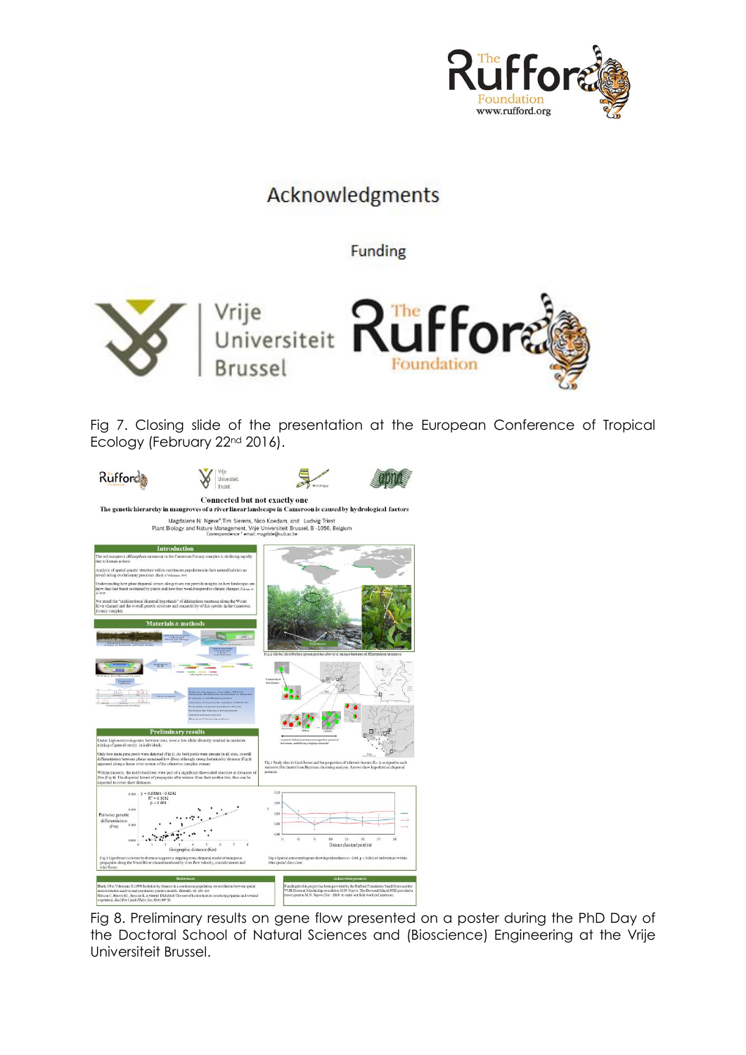Fig 7. Closing slide of the presentation at the European Conference of Tropical Ecology (February 22nd 2016).

Fig 8. Preliminary results on gene flow presented on a poster during the PhD Day of the Doctoral School of Natural Sciences and (Bioscience) Engineering at the Vrije Universiteit Brussel.